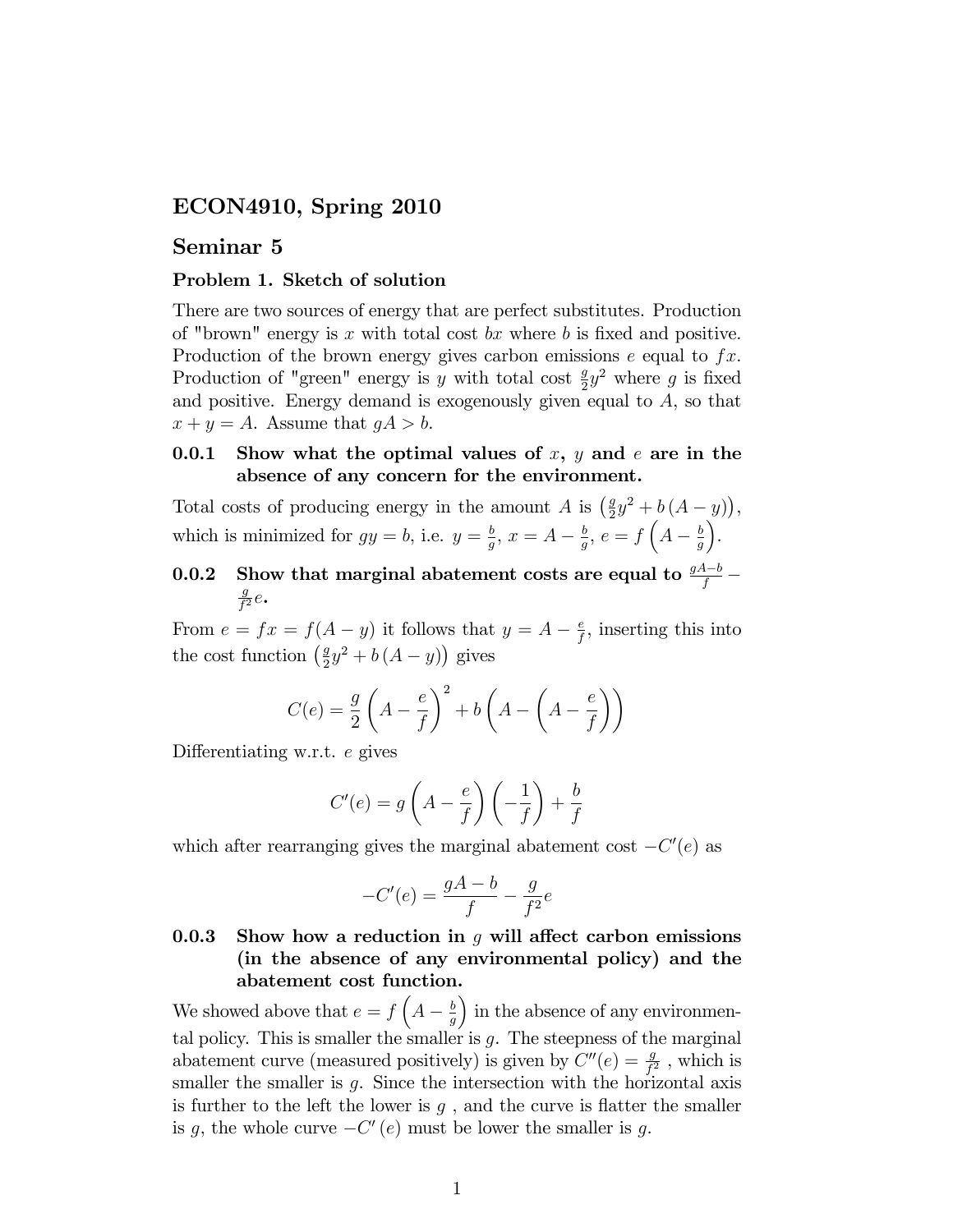# ECON4910, Spring 2010

## Seminar 5

### Problem 1. Sketch of solution

There are two sources of energy that are perfect substitutes. Production of "brown" energy is $x$ with total cost $bx$ where $b$ is fixed and positive. Production of the brown energy gives carbon emissions $e$ equal to $fx$. Production of "green" energy is $y$ with total cost $\frac{g}{2}y^2$ where $g$ is fixed and positive. Energy demand is exogenously given equal to $A$, so that $x + y = A$. Assume that $gA > b$.

#### 0.0.1 Show what the optimal values of $x$, $y$ and $e$ are in the absence of any concern for the environment.

Total costs of producing energy in the amount $A$ is $\left(\frac{g}{2}y^2 + b(A-y)\right)$, which is minimized for $gy = b$, i.e. $y = \frac{b}{g}$, $x = A - \frac{b}{g}$, $e = f\left(A - \frac{b}{g}\right)$.

#### 0.0.2 Show that marginal abatement costs are equal to $\frac{gA-b}{f} - \frac{g}{f^2}e$.

From $e = fx = f(A-y)$ it follows that $y = A - \frac{e}{f}$, inserting this into the cost function $\left(\frac{g}{2}y^2 + b(A-y)\right)$ gives

$$C(e) = \frac{g}{2}\left(A - \frac{e}{f}\right)^2 + b\left(A - \left(A - \frac{e}{f}\right)\right)$$

Differentiating w.r.t. $e$ gives

$$C'(e) = g\left(A - \frac{e}{f}\right)\left(-\frac{1}{f}\right) + \frac{b}{f}$$

which after rearranging gives the marginal abatement cost $-C'(e)$ as

$$-C'(e) = \frac{gA-b}{f} - \frac{g}{f^2}e$$

#### 0.0.3 Show how a reduction in $g$ will affect carbon emissions (in the absence of any environmental policy) and the abatement cost function.

We showed above that $e = f\left(A - \frac{b}{g}\right)$ in the absence of any environmental policy. This is smaller the smaller is $g$. The steepness of the marginal abatement curve (measured positively) is given by $C''(e) = \frac{g}{f^2}$, which is smaller the smaller is $g$. Since the intersection with the horizontal axis is further to the left the lower is $g$, and the curve is flatter the smaller is $g$, the whole curve $-C'(e)$ must be lower the smaller is $g$.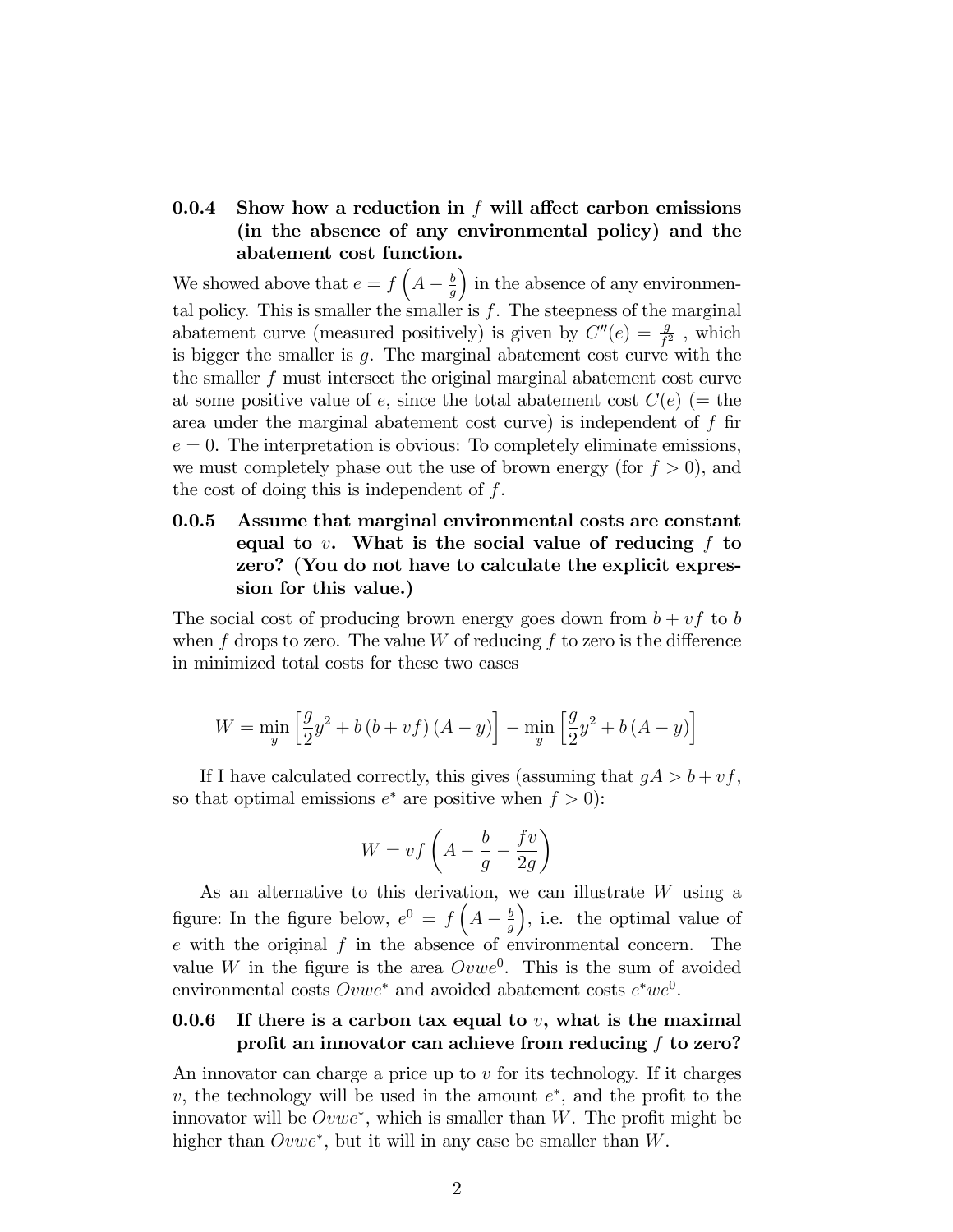### 0.0.4 Show how a reduction in $f$ will affect carbon emissions (in the absence of any environmental policy) and the abatement cost function.

We showed above that $e = f\left(A - \frac{b}{g}\right)$ in the absence of any environmental policy. This is smaller the smaller is $f$. The steepness of the marginal abatement curve (measured positively) is given by $C''(e) = \frac{g}{f^2}$ , which is bigger the smaller is $g$. The marginal abatement cost curve with the the smaller $f$ must intersect the original marginal abatement cost curve at some positive value of $e$, since the total abatement cost $C(e)$ (= the area under the marginal abatement cost curve) is independent of $f$ fir $e = 0$. The interpretation is obvious: To completely eliminate emissions, we must completely phase out the use of brown energy (for $f > 0$), and the cost of doing this is independent of $f$.

### 0.0.5 Assume that marginal environmental costs are constant equal to $v$. What is the social value of reducing $f$ to zero? (You do not have to calculate the explicit expression for this value.)

The social cost of producing brown energy goes down from $b + vf$ to $b$ when $f$ drops to zero. The value $W$ of reducing $f$ to zero is the difference in minimized total costs for these two cases

$$W = \min_y \left[\frac{g}{2}y^2 + b\left(b + vf\right)(A - y)\right] - \min_y \left[\frac{g}{2}y^2 + b\left(A - y\right)\right]$$

If I have calculated correctly, this gives (assuming that $gA > b + vf$, so that optimal emissions $e^*$ are positive when $f > 0$):

$$W = vf\left(A - \frac{b}{g} - \frac{fv}{2g}\right)$$

As an alternative to this derivation, we can illustrate $W$ using a figure: In the figure below, $e^0 = f\left(A - \frac{b}{g}\right)$, i.e. the optimal value of $e$ with the original $f$ in the absence of environmental concern. The value $W$ in the figure is the area $Ovwe^0$. This is the sum of avoided environmental costs $Ovwe^*$ and avoided abatement costs $e^*we^0$.

### 0.0.6 If there is a carbon tax equal to $v$, what is the maximal profit an innovator can achieve from reducing $f$ to zero?

An innovator can charge a price up to $v$ for its technology. If it charges $v$, the technology will be used in the amount $e^*$, and the profit to the innovator will be $Ovwe^*$, which is smaller than $W$. The profit might be higher than $Ovwe^*$, but it will in any case be smaller than $W$.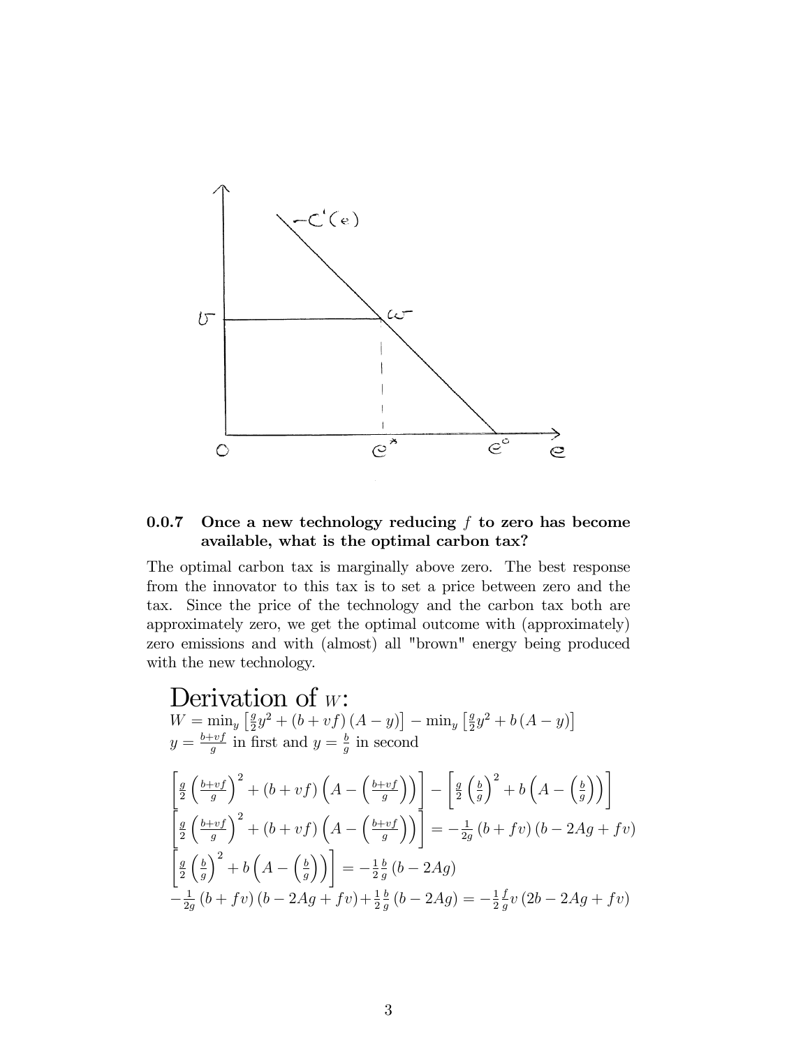### 0.0.7 Once a new technology reducing $f$ to zero has become available, what is the optimal carbon tax?

The optimal carbon tax is marginally above zero. The best response from the innovator to this tax is to set a price between zero and the tax. Since the price of the technology and the carbon tax both are approximately zero, we get the optimal outcome with (approximately) zero emissions and with (almost) all "brown" energy being produced with the new technology.

# Derivation of $W$:

$W = \min_y \left[\frac{g}{2}y^2 + (b + vf)(A - y)\right] - \min_y \left[\frac{g}{2}y^2 + b(A - y)\right]$

$y = \frac{b+vf}{g}$ in first and $y = \frac{b}{g}$ in second

$$\left[\frac{g}{2}\left(\frac{b+vf}{g}\right)^2 + (b+vf)\left(A - \left(\frac{b+vf}{g}\right)\right)\right] - \left[\frac{g}{2}\left(\frac{b}{g}\right)^2 + b\left(A - \left(\frac{b}{g}\right)\right)\right]$$

$$\left[\frac{g}{2}\left(\frac{b+vf}{g}\right)^2 + (b+vf)\left(A - \left(\frac{b+vf}{g}\right)\right)\right] = -\frac{1}{2g}(b+fv)(b - 2Ag + fv)$$

$$\left[\frac{g}{2}\left(\frac{b}{g}\right)^2 + b\left(A - \left(\frac{b}{g}\right)\right)\right] = -\frac{1}{2}\frac{b}{g}(b - 2Ag)$$

$$-\frac{1}{2g}(b+fv)(b - 2Ag + fv) + \frac{1}{2}\frac{b}{g}(b - 2Ag) = -\frac{1}{2}\frac{f}{g}v(2b - 2Ag + fv)$$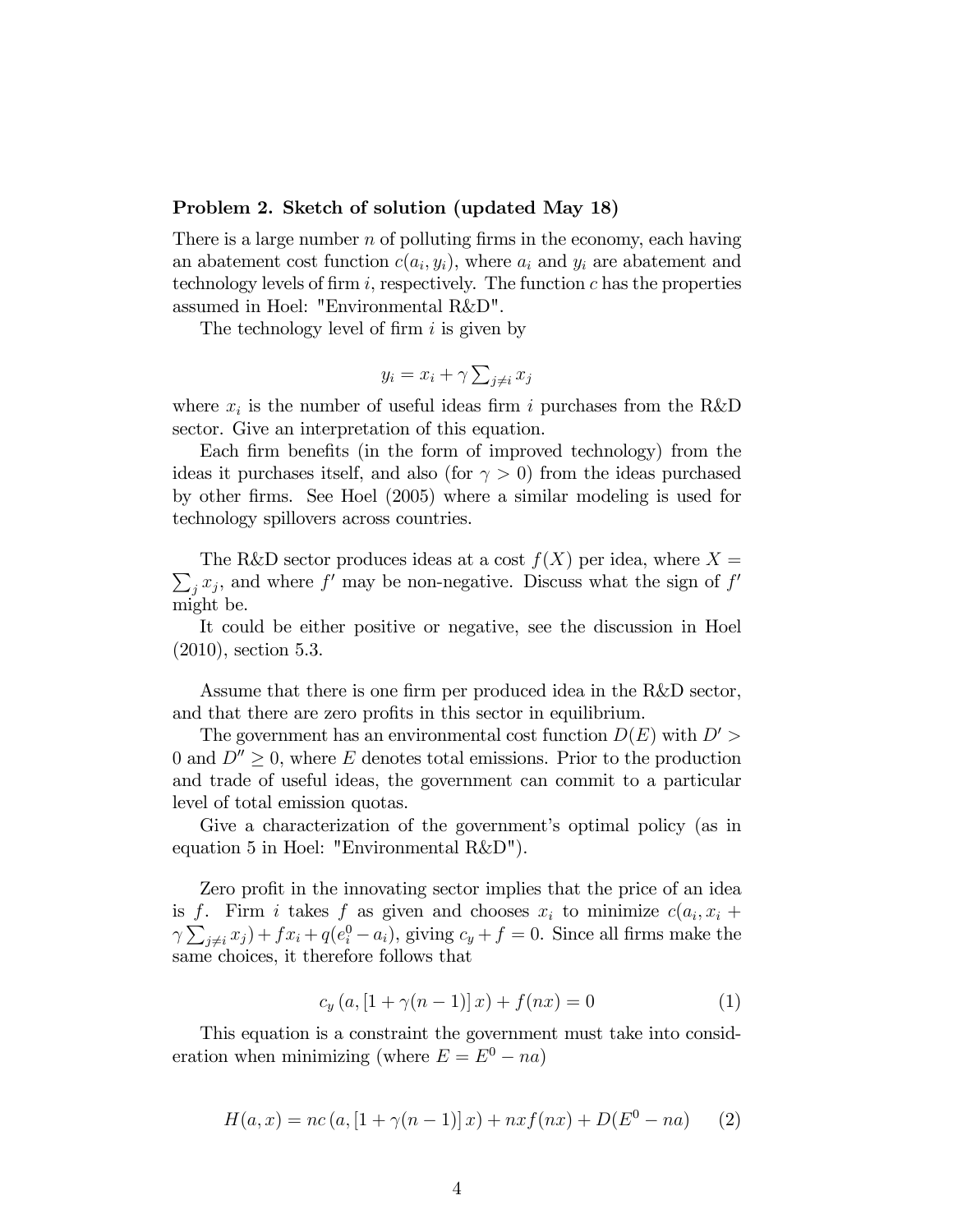**Problem 2. Sketch of solution (updated May 18)**

There is a large number $n$ of polluting firms in the economy, each having an abatement cost function $c(a_i, y_i)$, where $a_i$ and $y_i$ are abatement and technology levels of firm $i$, respectively. The function $c$ has the properties assumed in Hoel: "Environmental R&D".

The technology level of firm $i$ is given by

$$y_i = x_i + \gamma \sum_{j \neq i} x_j$$

where $x_i$ is the number of useful ideas firm $i$ purchases from the R&D sector. Give an interpretation of this equation.

Each firm benefits (in the form of improved technology) from the ideas it purchases itself, and also (for $\gamma > 0$) from the ideas purchased by other firms. See Hoel (2005) where a similar modeling is used for technology spillovers across countries.

The R&D sector produces ideas at a cost $f(X)$ per idea, where $X = \sum_j x_j$, and where $f'$ may be non-negative. Discuss what the sign of $f'$ might be.

It could be either positive or negative, see the discussion in Hoel (2010), section 5.3.

Assume that there is one firm per produced idea in the R&D sector, and that there are zero profits in this sector in equilibrium.

The government has an environmental cost function $D(E)$ with $D' > 0$ and $D'' \geq 0$, where $E$ denotes total emissions. Prior to the production and trade of useful ideas, the government can commit to a particular level of total emission quotas.

Give a characterization of the government's optimal policy (as in equation 5 in Hoel: "Environmental R&D").

Zero profit in the innovating sector implies that the price of an idea is $f$. Firm $i$ takes $f$ as given and chooses $x_i$ to minimize $c(a_i, x_i + \gamma \sum_{j \neq i} x_j) + f x_i + q(e_i^0 - a_i)$, giving $c_y + f = 0$. Since all firms make the same choices, it therefore follows that

$$c_y\left(a, [1 + \gamma(n-1)]\, x\right) + f(nx) = 0 \tag{1}$$

This equation is a constraint the government must take into consideration when minimizing (where $E = E^0 - na$)

$$H(a, x) = nc\left(a, [1 + \gamma(n-1)]\, x\right) + nxf(nx) + D(E^0 - na) \tag{2}$$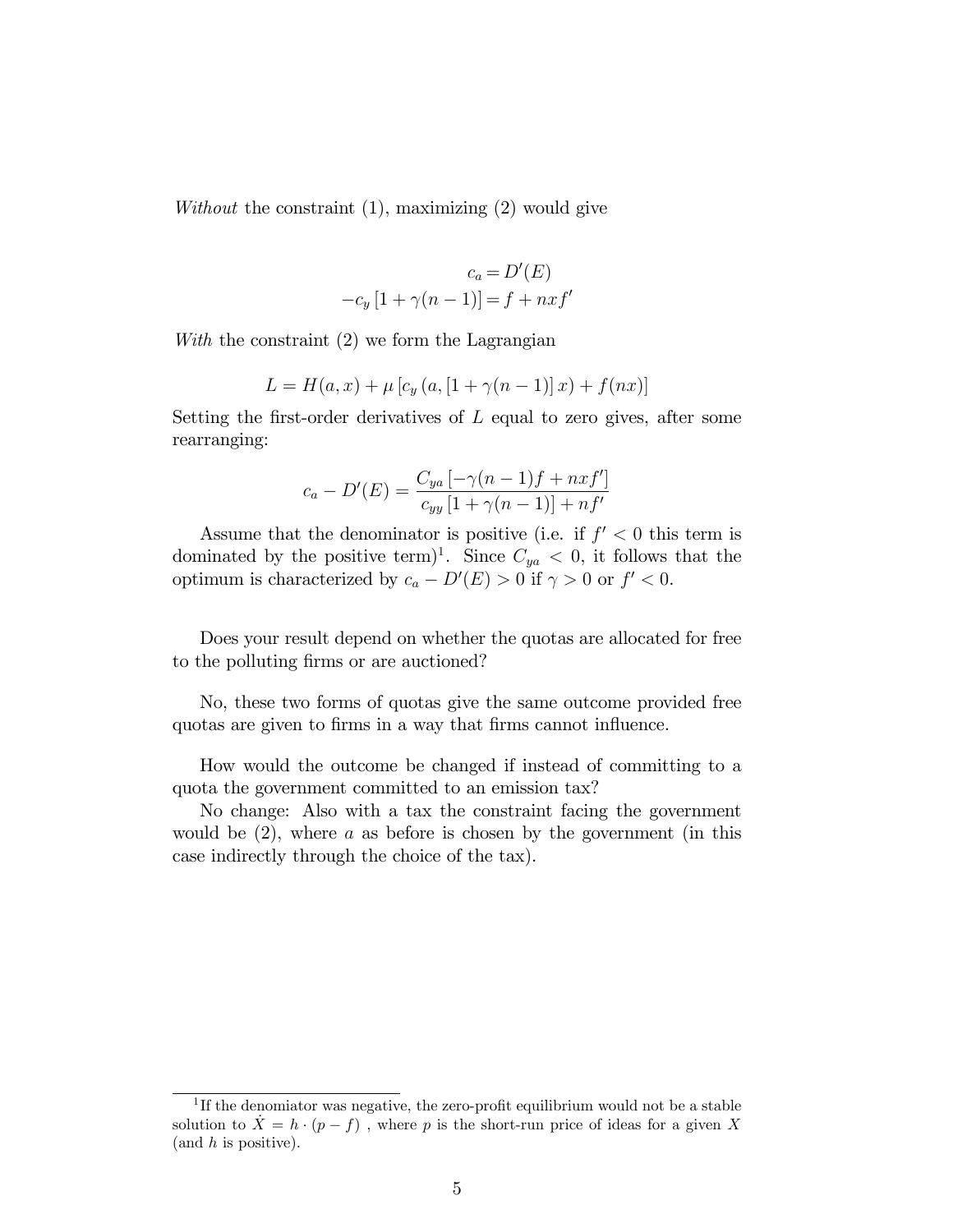*Without* the constraint (1), maximizing (2) would give

$$
\begin{aligned}
c_a &= D'(E) \\
-c_y\left[1+\gamma(n-1)\right] &= f + nxf'
\end{aligned}
$$

*With* the constraint (2) we form the Lagrangian

$$
L = H(a,x) + \mu\left[c_y\left(a,\left[1+\gamma(n-1)\right]x\right) + f(nx)\right]
$$

Setting the first-order derivatives of $L$ equal to zero gives, after some rearranging:

$$
c_a - D'(E) = \frac{C_{ya}\left[-\gamma(n-1)f + nxf'\right]}{c_{yy}\left[1+\gamma(n-1)\right] + nf'}
$$

Assume that the denominator is positive (i.e. if $f' < 0$ this term is dominated by the positive term)[1]. Since $C_{ya} < 0$, it follows that the optimum is characterized by $c_a - D'(E) > 0$ if $\gamma > 0$ or $f' < 0$.

Does your result depend on whether the quotas are allocated for free to the polluting firms or are auctioned?

No, these two forms of quotas give the same outcome provided free quotas are given to firms in a way that firms cannot influence.

How would the outcome be changed if instead of committing to a quota the government committed to an emission tax?

No change: Also with a tax the constraint facing the government would be (2), where $a$ as before is chosen by the government (in this case indirectly through the choice of the tax).

[1] If the denomiator was negative, the zero-profit equilibrium would not be a stable solution to $\dot{X} = h \cdot (p - f)$ , where $p$ is the short-run price of ideas for a given $X$ (and $h$ is positive).